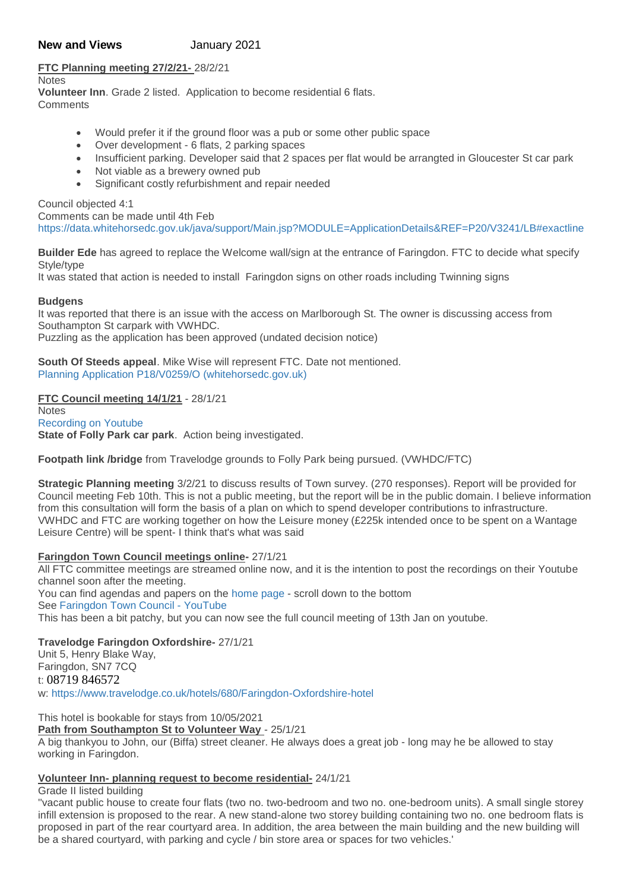**New and Views** January 2021

**FTC Planning meeting 27/2/21-** 28/2/21

Notes

**Volunteer Inn**. Grade 2 listed. Application to become residential 6 flats.

Comments

- Would prefer it if the ground floor was a pub or some other public space
- Over development - 6 flats, 2 parking spaces
- Insufficient parking. Developer said that 2 spaces per flat would be arrangted in Gloucester St car park
- Not viable as a brewery owned pub
- Significant costly refurbishment and repair needed

Council objected 4:1

Comments can be made until 4th Feb

https://data.whitehorsedc.gov.uk/java/support/Main.jsp?MODULE=ApplicationDetails&REF=P20/V3241/LB#exactline

**Builder Ede** has agreed to replace the Welcome wall/sign at the entrance of Faringdon. FTC to decide what specify Style/type

It was stated that action is needed to install Faringdon signs on other roads including Twinning signs

**Budgens**

It was reported that there is an issue with the access on Marlborough St. The owner is discussing access from Southampton St carpark with VWHDC.

Puzzling as the application has been approved (undated decision notice)

**South Of Steeds appeal**. Mike Wise will represent FTC. Date not mentioned.

Planning Application P18/V0259/O (whitehorsedc.gov.uk)

**FTC Council meeting 14/1/21** - 28/1/21

Notes

Recording on Youtube

**State of Folly Park car park**. Action being investigated.

**Footpath link /bridge** from Travelodge grounds to Folly Park being pursued. (VWHDC/FTC)

**Strategic Planning meeting** 3/2/21 to discuss results of Town survey. (270 responses). Report will be provided for Council meeting Feb 10th. This is not a public meeting, but the report will be in the public domain. I believe information from this consultation will form the basis of a plan on which to spend developer contributions to infrastructure. VWHDC and FTC are working together on how the Leisure money (£225k intended once to be spent on a Wantage Leisure Centre) will be spent- I think that's what was said

**Faringdon Town Council meetings online-** 27/1/21

All FTC committee meetings are streamed online now, and it is the intention to post the recordings on their Youtube channel soon after the meeting.

You can find agendas and papers on the home page - scroll down to the bottom

See Faringdon Town Council - YouTube

This has been a bit patchy, but you can now see the full council meeting of 13th Jan on youtube.

**Travelodge Faringdon Oxfordshire-** 27/1/21

Unit 5, Henry Blake Way,

Faringdon, SN7 7CQ

t: 08719 846572

w: https://www.travelodge.co.uk/hotels/680/Faringdon-Oxfordshire-hotel

This hotel is bookable for stays from 10/05/2021

**Path from Southampton St to Volunteer Way** - 25/1/21

A big thankyou to John, our (Biffa) street cleaner. He always does a great job - long may he be allowed to stay working in Faringdon.

**Volunteer Inn- planning request to become residential-** 24/1/21

Grade II listed building

"vacant public house to create four flats (two no. two-bedroom and two no. one-bedroom units). A small single storey infill extension is proposed to the rear. A new stand-alone two storey building containing two no. one bedroom flats is proposed in part of the rear courtyard area. In addition, the area between the main building and the new building will be a shared courtyard, with parking and cycle / bin store area or spaces for two vehicles.'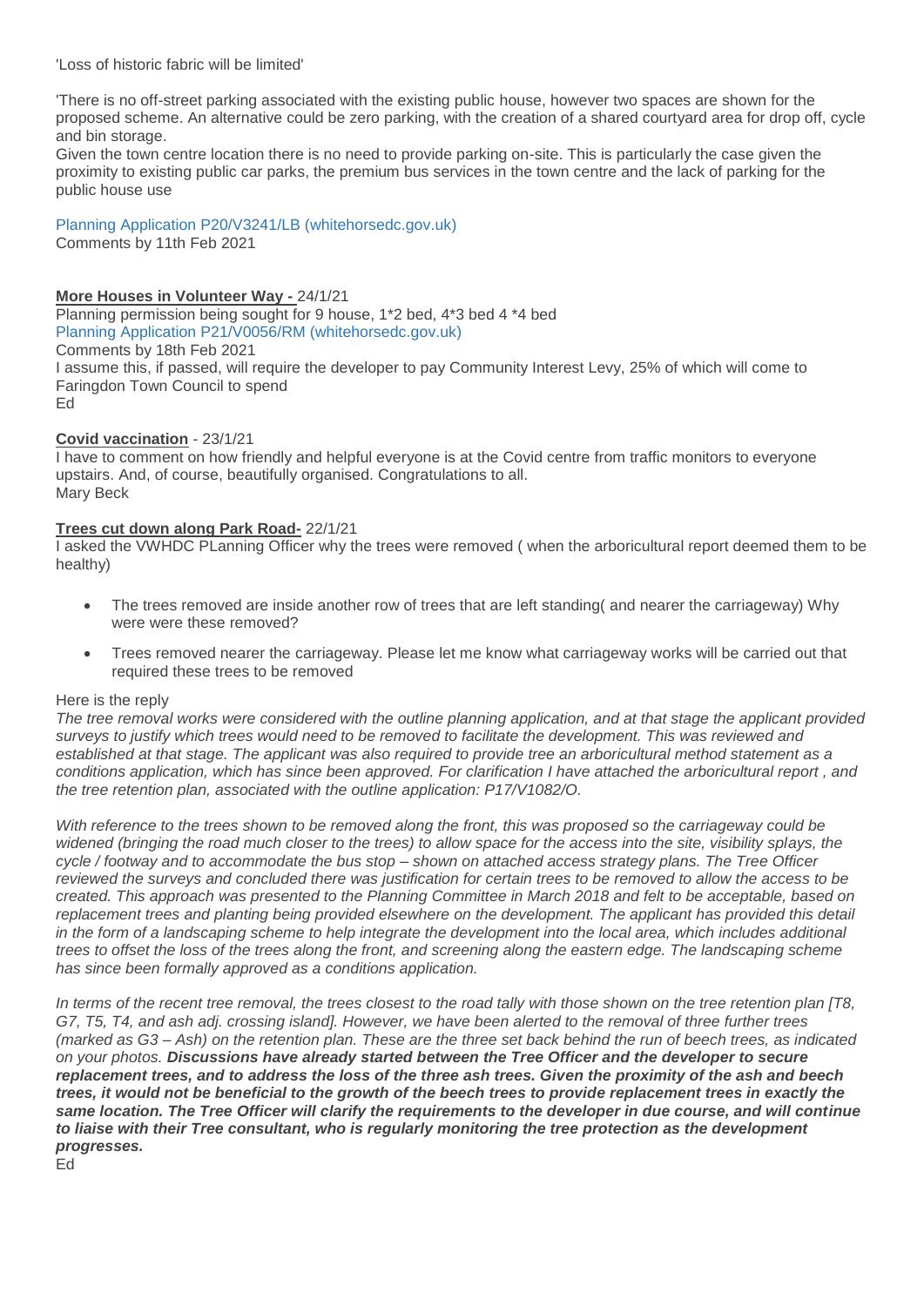'Loss of historic fabric will be limited'

'There is no off-street parking associated with the existing public house, however two spaces are shown for the proposed scheme. An alternative could be zero parking, with the creation of a shared courtyard area for drop off, cycle and bin storage.
Given the town centre location there is no need to provide parking on-site. This is particularly the case given the proximity to existing public car parks, the premium bus services in the town centre and the lack of parking for the public house use

Planning Application P20/V3241/LB (whitehorsedc.gov.uk)
Comments by 11th Feb 2021

**More Houses in Volunteer Way -** 24/1/21
Planning permission being sought for 9 house, 1*2 bed, 4*3 bed 4 *4 bed
Planning Application P21/V0056/RM (whitehorsedc.gov.uk)
Comments by 18th Feb 2021
I assume this, if passed, will require the developer to pay Community Interest Levy, 25% of which will come to Faringdon Town Council to spend
Ed

**Covid vaccination** - 23/1/21
I have to comment on how friendly and helpful everyone is at the Covid centre from traffic monitors to everyone upstairs. And, of course, beautifully organised. Congratulations to all.
Mary Beck

**Trees cut down along Park Road-** 22/1/21
I asked the VWHDC PLanning Officer why the trees were removed ( when the arboricultural report deemed them to be healthy)

- The trees removed are inside another row of trees that are left standing( and nearer the carriageway) Why were were these removed?
- Trees removed nearer the carriageway. Please let me know what carriageway works will be carried out that required these trees to be removed

Here is the reply
*The tree removal works were considered with the outline planning application, and at that stage the applicant provided surveys to justify which trees would need to be removed to facilitate the development. This was reviewed and established at that stage. The applicant was also required to provide tree an arboricultural method statement as a conditions application, which has since been approved. For clarification I have attached the arboricultural report , and the tree retention plan, associated with the outline application: P17/V1082/O.*

*With reference to the trees shown to be removed along the front, this was proposed so the carriageway could be widened (bringing the road much closer to the trees) to allow space for the access into the site, visibility splays, the cycle / footway and to accommodate the bus stop – shown on attached access strategy plans. The Tree Officer reviewed the surveys and concluded there was justification for certain trees to be removed to allow the access to be created. This approach was presented to the Planning Committee in March 2018 and felt to be acceptable, based on replacement trees and planting being provided elsewhere on the development. The applicant has provided this detail in the form of a landscaping scheme to help integrate the development into the local area, which includes additional trees to offset the loss of the trees along the front, and screening along the eastern edge. The landscaping scheme has since been formally approved as a conditions application.*

*In terms of the recent tree removal, the trees closest to the road tally with those shown on the tree retention plan [T8, G7, T5, T4, and ash adj. crossing island]. However, we have been alerted to the removal of three further trees (marked as G3 – Ash) on the retention plan. These are the three set back behind the run of beech trees, as indicated on your photos.* ***Discussions have already started between the Tree Officer and the developer to secure replacement trees, and to address the loss of the three ash trees. Given the proximity of the ash and beech trees, it would not be beneficial to the growth of the beech trees to provide replacement trees in exactly the same location. The Tree Officer will clarify the requirements to the developer in due course, and will continue to liaise with their Tree consultant, who is regularly monitoring the tree protection as the development progresses.***
Ed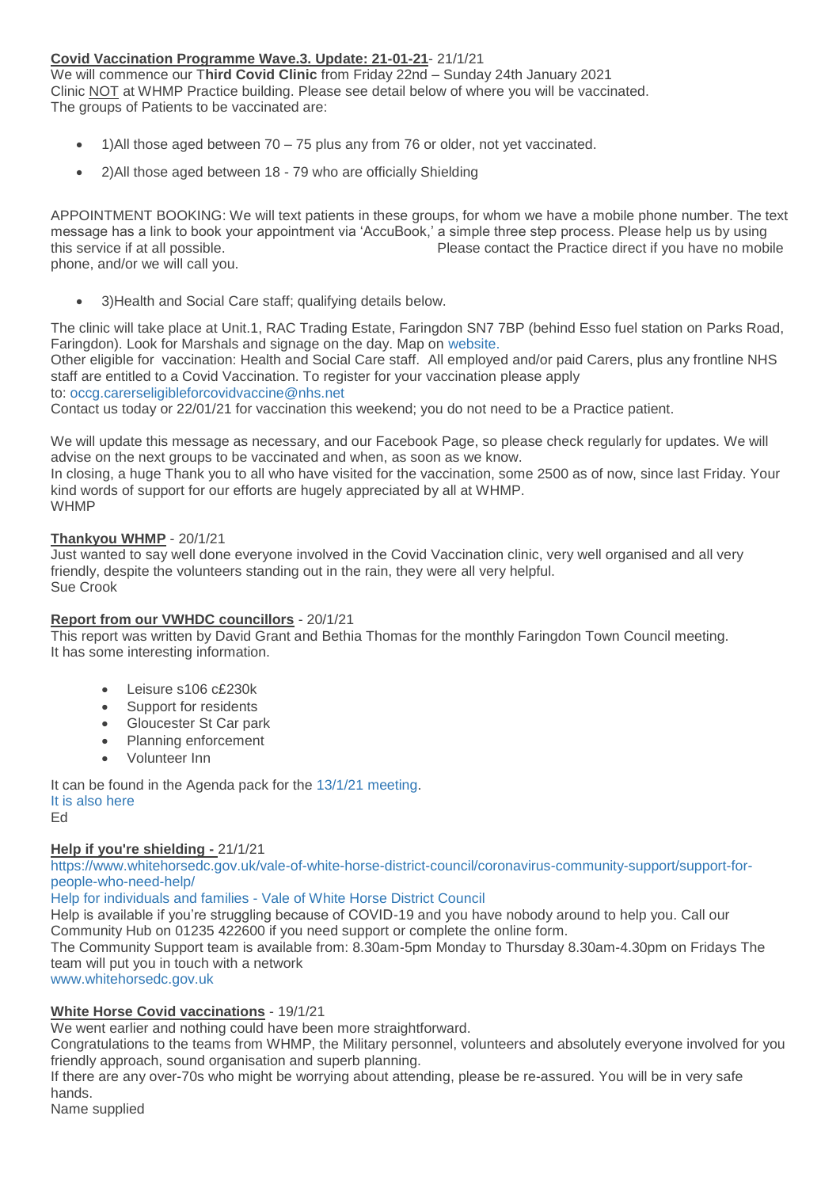**Covid Vaccination Programme Wave.3. Update: 21-01-21**- 21/1/21

We will commence our T**hird Covid Clinic** from Friday 22nd – Sunday 24th January 2021
Clinic NOT at WHMP Practice building. Please see detail below of where you will be vaccinated.
The groups of Patients to be vaccinated are:

- 1)All those aged between 70 – 75 plus any from 76 or older, not yet vaccinated.
- 2)All those aged between 18 - 79 who are officially Shielding

APPOINTMENT BOOKING: We will text patients in these groups, for whom we have a mobile phone number. The text message has a link to book your appointment via 'AccuBook,' a simple three step process. Please help us by using this service if at all possible. Please contact the Practice direct if you have no mobile phone, and/or we will call you.

- 3)Health and Social Care staff; qualifying details below.

The clinic will take place at Unit.1, RAC Trading Estate, Faringdon SN7 7BP (behind Esso fuel station on Parks Road, Faringdon). Look for Marshals and signage on the day. Map on website.
Other eligible for vaccination: Health and Social Care staff. All employed and/or paid Carers, plus any frontline NHS staff are entitled to a Covid Vaccination. To register for your vaccination please apply to: occg.carerseligibleforcovidvaccine@nhs.net
Contact us today or 22/01/21 for vaccination this weekend; you do not need to be a Practice patient.

We will update this message as necessary, and our Facebook Page, so please check regularly for updates. We will advise on the next groups to be vaccinated and when, as soon as we know.
In closing, a huge Thank you to all who have visited for the vaccination, some 2500 as of now, since last Friday. Your kind words of support for our efforts are hugely appreciated by all at WHMP.
WHMP

**Thankyou WHMP** - 20/1/21

Just wanted to say well done everyone involved in the Covid Vaccination clinic, very well organised and all very friendly, despite the volunteers standing out in the rain, they were all very helpful.
Sue Crook

**Report from our VWHDC councillors** - 20/1/21

This report was written by David Grant and Bethia Thomas for the monthly Faringdon Town Council meeting.
It has some interesting information.

- Leisure s106 c£230k
- Support for residents
- Gloucester St Car park
- Planning enforcement
- Volunteer Inn

It can be found in the Agenda pack for the 13/1/21 meeting.
It is also here
Ed

**Help if you're shielding -** 21/1/21

https://www.whitehorsedc.gov.uk/vale-of-white-horse-district-council/coronavirus-community-support/support-for-people-who-need-help/
Help for individuals and families - Vale of White Horse District Council
Help is available if you're struggling because of COVID-19 and you have nobody around to help you. Call our Community Hub on 01235 422600 if you need support or complete the online form.
The Community Support team is available from: 8.30am-5pm Monday to Thursday 8.30am-4.30pm on Fridays The team will put you in touch with a network
www.whitehorsedc.gov.uk

**White Horse Covid vaccinations** - 19/1/21

We went earlier and nothing could have been more straightforward.
Congratulations to the teams from WHMP, the Military personnel, volunteers and absolutely everyone involved for you friendly approach, sound organisation and superb planning.
If there are any over-70s who might be worrying about attending, please be re-assured. You will be in very safe hands.
Name supplied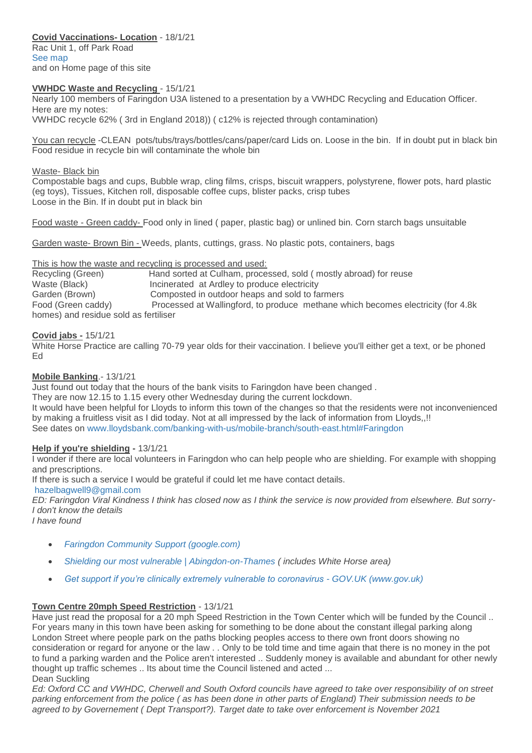**Covid Vaccinations- Location** - 18/1/21
Rac Unit 1, off Park Road
See map
and on Home page of this site

**VWHDC Waste and Recycling** - 15/1/21
Nearly 100 members of Faringdon U3A listened to a presentation by a VWHDC Recycling and Education Officer.
Here are my notes:
VWHDC recycle 62% ( 3rd in England 2018)) ( c12% is rejected through contamination)

You can recycle -CLEAN pots/tubs/trays/bottles/cans/paper/card Lids on. Loose in the bin. If in doubt put in black bin
Food residue in recycle bin will contaminate the whole bin

Waste- Black bin
Compostable bags and cups, Bubble wrap, cling films, crisps, biscuit wrappers, polystyrene, flower pots, hard plastic (eg toys), Tissues, Kitchen roll, disposable coffee cups, blister packs, crisp tubes
Loose in the Bin. If in doubt put in black bin

Food waste - Green caddy- Food only in lined ( paper, plastic bag) or unlined bin. Corn starch bags unsuitable

Garden waste- Brown Bin - Weeds, plants, cuttings, grass. No plastic pots, containers, bags

This is how the waste and recycling is processed and used:

| | |
|---|---|
| Recycling (Green) | Hand sorted at Culham, processed, sold ( mostly abroad) for reuse |
| Waste (Black) | Incinerated at Ardley to produce electricity |
| Garden (Brown) | Composted in outdoor heaps and sold to farmers |
| Food (Green caddy) | Processed at Wallingford, to produce methane which becomes electricity (for 4.8k homes) and residue sold as fertiliser |

**Covid jabs -** 15/1/21
White Horse Practice are calling 70-79 year olds for their vaccination. I believe you'll either get a text, or be phoned
Ed

**Mobile Banking**.- 13/1/21
Just found out today that the hours of the bank visits to Faringdon have been changed .
They are now 12.15 to 1.15 every other Wednesday during the current lockdown.
It would have been helpful for Lloyds to inform this town of the changes so that the residents were not inconvenienced by making a fruitless visit as I did today. Not at all impressed by the lack of information from Lloyds,,!!
See dates on www.lloydsbank.com/banking-with-us/mobile-branch/south-east.html#Faringdon

**Help if you're shielding -** 13/1/21
I wonder if there are local volunteers in Faringdon who can help people who are shielding. For example with shopping and prescriptions.
If there is such a service I would be grateful if could let me have contact details.
hazelbagwell9@gmail.com
*ED: Faringdon Viral Kindness I think has closed now as I think the service is now provided from elsewhere. But sorry- I don't know the details*
*I have found*

- *Faringdon Community Support (google.com)*
- *Shielding our most vulnerable | Abingdon-on-Thames ( includes White Horse area)*
- *Get support if you're clinically extremely vulnerable to coronavirus - GOV.UK (www.gov.uk)*

**Town Centre 20mph Speed Restriction** - 13/1/21
Have just read the proposal for a 20 mph Speed Restriction in the Town Center which will be funded by the Council .. For years many in this town have been asking for something to be done about the constant illegal parking along London Street where people park on the paths blocking peoples access to there own front doors showing no consideration or regard for anyone or the law . . Only to be told time and time again that there is no money in the pot to fund a parking warden and the Police aren't interested .. Suddenly money is available and abundant for other newly thought up traffic schemes .. Its about time the Council listened and acted ...
Dean Suckling
*Ed: Oxford CC and VWHDC, Cherwell and South Oxford councils have agreed to take over responsibility of on street parking enforcement from the police ( as has been done in other parts of England) Their submission needs to be agreed to by Governement ( Dept Transport?). Target date to take over enforcement is November 2021*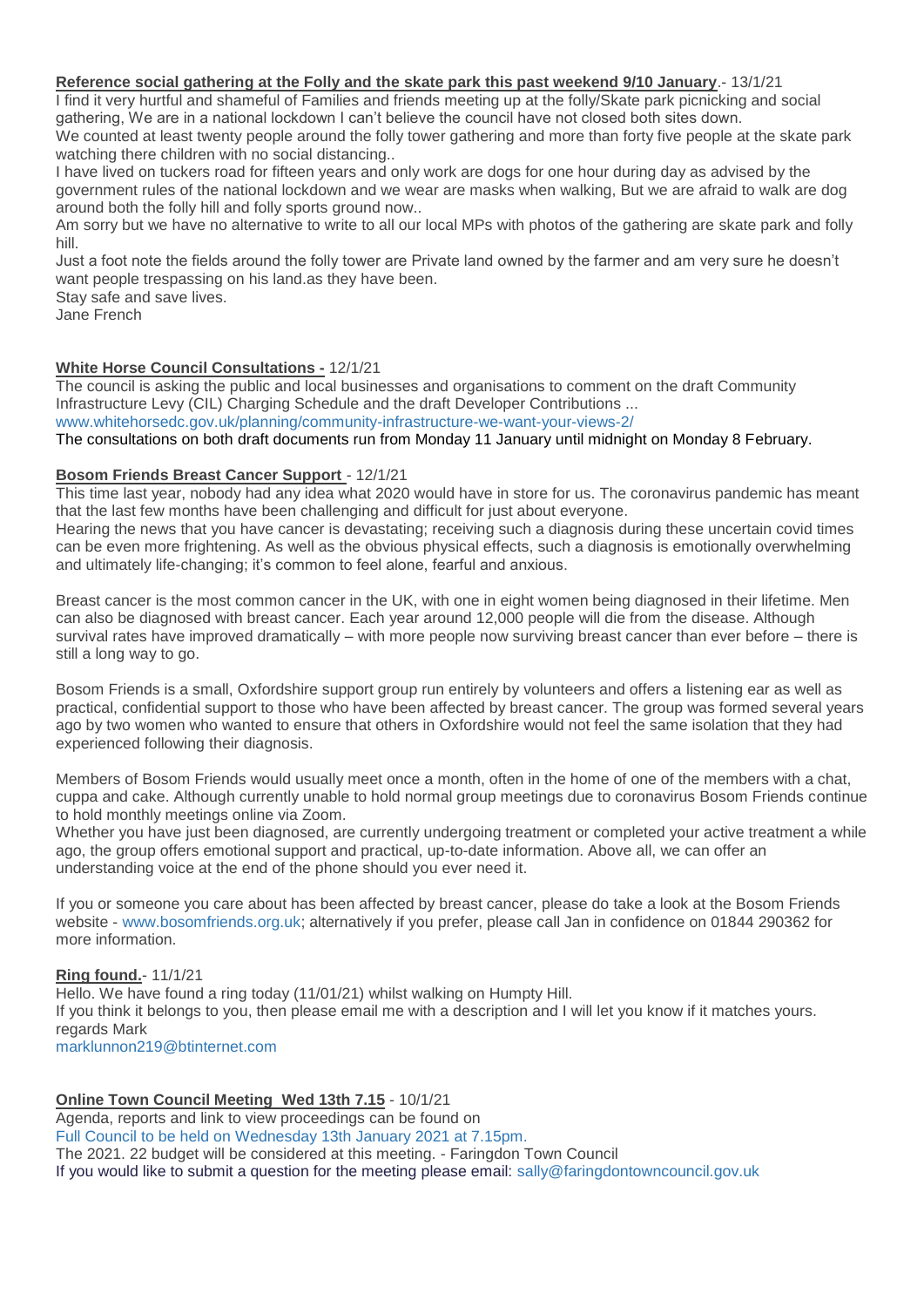**Reference social gathering at the Folly and the skate park this past weekend 9/10 January**.- 13/1/21

I find it very hurtful and shameful of Families and friends meeting up at the folly/Skate park picnicking and social gathering, We are in a national lockdown I can't believe the council have not closed both sites down.

We counted at least twenty people around the folly tower gathering and more than forty five people at the skate park watching there children with no social distancing..

I have lived on tuckers road for fifteen years and only work are dogs for one hour during day as advised by the government rules of the national lockdown and we wear are masks when walking, But we are afraid to walk are dog around both the folly hill and folly sports ground now..

Am sorry but we have no alternative to write to all our local MPs with photos of the gathering are skate park and folly hill.

Just a foot note the fields around the folly tower are Private land owned by the farmer and am very sure he doesn't want people trespassing on his land.as they have been.

Stay safe and save lives.

Jane French

**White Horse Council Consultations -** 12/1/21

The council is asking the public and local businesses and organisations to comment on the draft Community Infrastructure Levy (CIL) Charging Schedule and the draft Developer Contributions ...

www.whitehorsedc.gov.uk/planning/community-infrastructure-we-want-your-views-2/

The consultations on both draft documents run from Monday 11 January until midnight on Monday 8 February.

**Bosom Friends Breast Cancer Support** - 12/1/21

This time last year, nobody had any idea what 2020 would have in store for us. The coronavirus pandemic has meant that the last few months have been challenging and difficult for just about everyone.

Hearing the news that you have cancer is devastating; receiving such a diagnosis during these uncertain covid times can be even more frightening. As well as the obvious physical effects, such a diagnosis is emotionally overwhelming and ultimately life-changing; it's common to feel alone, fearful and anxious.

Breast cancer is the most common cancer in the UK, with one in eight women being diagnosed in their lifetime. Men can also be diagnosed with breast cancer. Each year around 12,000 people will die from the disease. Although survival rates have improved dramatically – with more people now surviving breast cancer than ever before – there is still a long way to go.

Bosom Friends is a small, Oxfordshire support group run entirely by volunteers and offers a listening ear as well as practical, confidential support to those who have been affected by breast cancer. The group was formed several years ago by two women who wanted to ensure that others in Oxfordshire would not feel the same isolation that they had experienced following their diagnosis.

Members of Bosom Friends would usually meet once a month, often in the home of one of the members with a chat, cuppa and cake. Although currently unable to hold normal group meetings due to coronavirus Bosom Friends continue to hold monthly meetings online via Zoom.

Whether you have just been diagnosed, are currently undergoing treatment or completed your active treatment a while ago, the group offers emotional support and practical, up-to-date information. Above all, we can offer an understanding voice at the end of the phone should you ever need it.

If you or someone you care about has been affected by breast cancer, please do take a look at the Bosom Friends website - www.bosomfriends.org.uk; alternatively if you prefer, please call Jan in confidence on 01844 290362 for more information.

**Ring found.**- 11/1/21

Hello. We have found a ring today (11/01/21) whilst walking on Humpty Hill.

If you think it belongs to you, then please email me with a description and I will let you know if it matches yours.

regards Mark

marklunnon219@btinternet.com

**Online Town Council Meeting Wed 13th 7.15** - 10/1/21

Agenda, reports and link to view proceedings can be found on

Full Council to be held on Wednesday 13th January 2021 at 7.15pm.

The 2021. 22 budget will be considered at this meeting. - Faringdon Town Council

If you would like to submit a question for the meeting please email: sally@faringdontowncouncil.gov.uk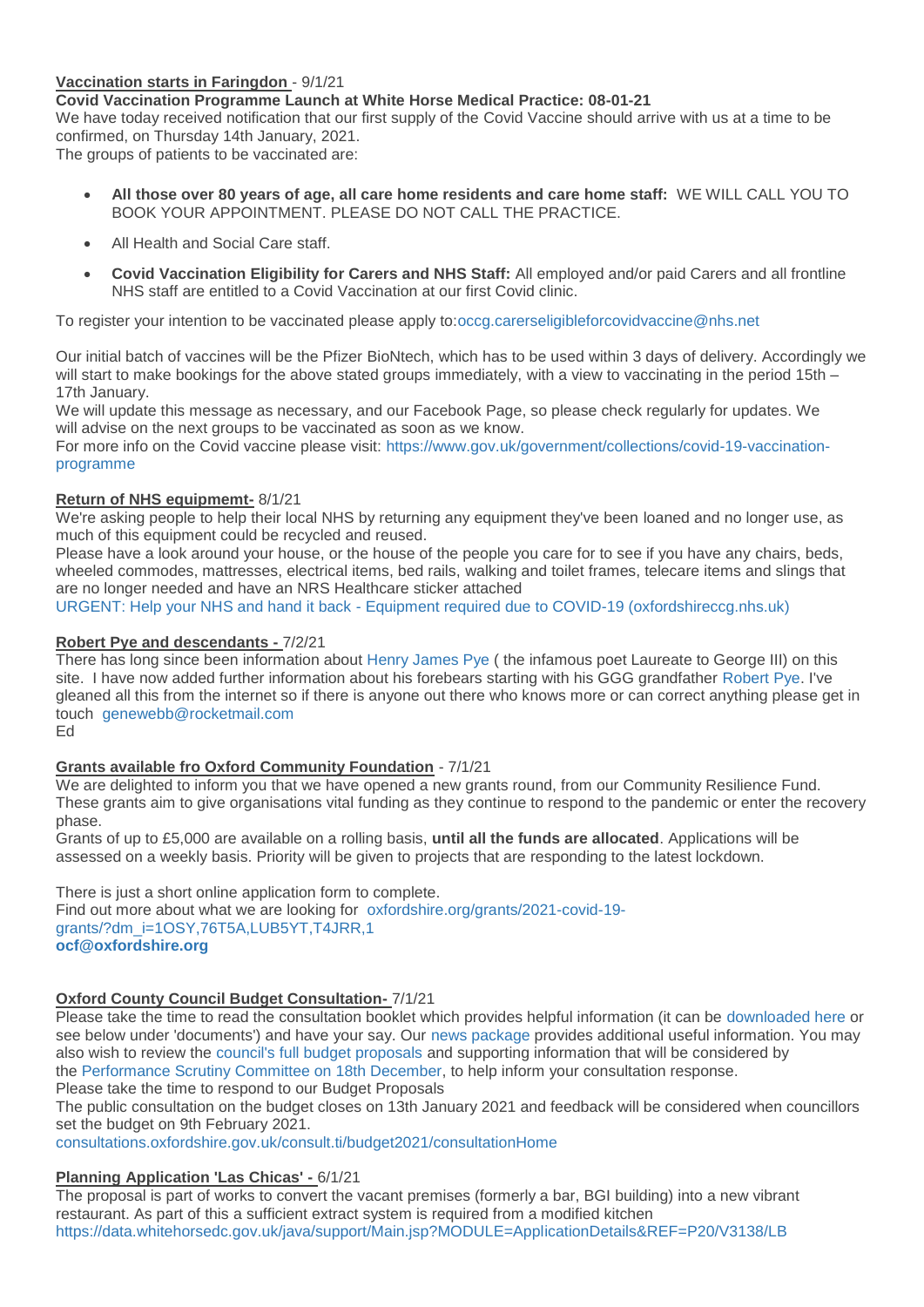**Vaccination starts in Faringdon** - 9/1/21

**Covid Vaccination Programme Launch at White Horse Medical Practice: 08-01-21**

We have today received notification that our first supply of the Covid Vaccine should arrive with us at a time to be confirmed, on Thursday 14th January, 2021.

The groups of patients to be vaccinated are:

- **All those over 80 years of age, all care home residents and care home staff:** WE WILL CALL YOU TO BOOK YOUR APPOINTMENT. PLEASE DO NOT CALL THE PRACTICE.
- All Health and Social Care staff.
- **Covid Vaccination Eligibility for Carers and NHS Staff:** All employed and/or paid Carers and all frontline NHS staff are entitled to a Covid Vaccination at our first Covid clinic.

To register your intention to be vaccinated please apply to:occg.careseligibleforcovidvaccine@nhs.net

Our initial batch of vaccines will be the Pfizer BioNtech, which has to be used within 3 days of delivery. Accordingly we will start to make bookings for the above stated groups immediately, with a view to vaccinating in the period 15th – 17th January.

We will update this message as necessary, and our Facebook Page, so please check regularly for updates. We will advise on the next groups to be vaccinated as soon as we know.

For more info on the Covid vaccine please visit: https://www.gov.uk/government/collections/covid-19-vaccination-programme

**Return of NHS equipmemt-** 8/1/21

We're asking people to help their local NHS by returning any equipment they've been loaned and no longer use, as much of this equipment could be recycled and reused.

Please have a look around your house, or the house of the people you care for to see if you have any chairs, beds, wheeled commodes, mattresses, electrical items, bed rails, walking and toilet frames, telecare items and slings that are no longer needed and have an NRS Healthcare sticker attached

URGENT: Help your NHS and hand it back - Equipment required due to COVID-19 (oxfordshireccg.nhs.uk)

**Robert Pye and descendants -** 7/2/21

There has long since been information about Henry James Pye ( the infamous poet Laureate to George III) on this site. I have now added further information about his forebears starting with his GGG grandfather Robert Pye. I've gleaned all this from the internet so if there is anyone out there who knows more or can correct anything please get in touch genewebb@rocketmail.com

Ed

**Grants available fro Oxford Community Foundation** - 7/1/21

We are delighted to inform you that we have opened a new grants round, from our Community Resilience Fund. These grants aim to give organisations vital funding as they continue to respond to the pandemic or enter the recovery phase.

Grants of up to £5,000 are available on a rolling basis, **until all the funds are allocated**. Applications will be assessed on a weekly basis. Priority will be given to projects that are responding to the latest lockdown.

There is just a short online application form to complete.

Find out more about what we are looking for oxfordshire.org/grants/2021-covid-19-grants/?dm_i=1OSY,76T5A,LUB5YT,T4JRR,1

**ocf@oxfordshire.org**

**Oxford County Council Budget Consultation-** 7/1/21

Please take the time to read the consultation booklet which provides helpful information (it can be downloaded here or see below under 'documents') and have your say. Our news package provides additional useful information. You may also wish to review the council's full budget proposals and supporting information that will be considered by the Performance Scrutiny Committee on 18th December, to help inform your consultation response.

Please take the time to respond to our Budget Proposals

The public consultation on the budget closes on 13th January 2021 and feedback will be considered when councillors set the budget on 9th February 2021.

consultations.oxfordshire.gov.uk/consult.ti/budget2021/consultationHome

**Planning Application 'Las Chicas' -** 6/1/21

The proposal is part of works to convert the vacant premises (formerly a bar, BGI building) into a new vibrant restaurant. As part of this a sufficient extract system is required from a modified kitchen

https://data.whitehorsedc.gov.uk/java/support/Main.jsp?MODULE=ApplicationDetails&REF=P20/V3138/LB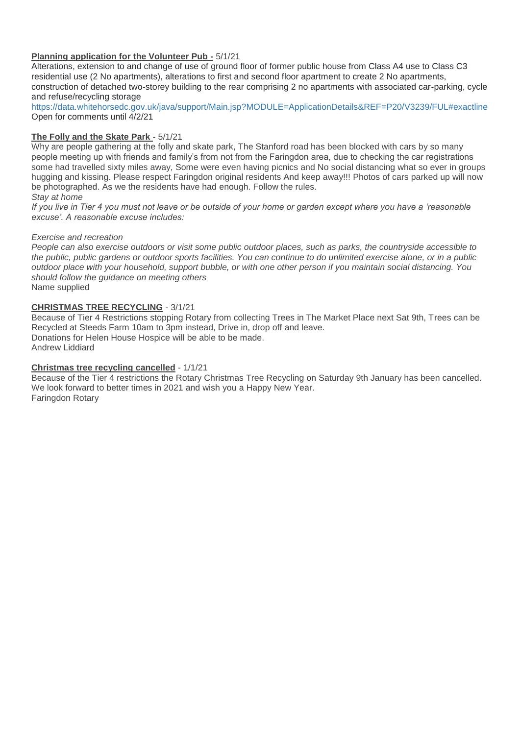**Planning application for the Volunteer Pub -** 5/1/21

Alterations, extension to and change of use of ground floor of former public house from Class A4 use to Class C3 residential use (2 No apartments), alterations to first and second floor apartment to create 2 No apartments, construction of detached two-storey building to the rear comprising 2 no apartments with associated car-parking, cycle and refuse/recycling storage

https://data.whitehorsedc.gov.uk/java/support/Main.jsp?MODULE=ApplicationDetails&REF=P20/V3239/FUL#exactline

Open for comments until 4/2/21

**The Folly and the Skate Park** - 5/1/21

Why are people gathering at the folly and skate park, The Stanford road has been blocked with cars by so many people meeting up with friends and family's from not from the Faringdon area, due to checking the car registrations some had travelled sixty miles away, Some were even having picnics and No social distancing what so ever in groups hugging and kissing. Please respect Faringdon original residents And keep away!!! Photos of cars parked up will now be photographed. As we the residents have had enough. Follow the rules.

*Stay at home*

*If you live in Tier 4 you must not leave or be outside of your home or garden except where you have a 'reasonable excuse'. A reasonable excuse includes:*

*Exercise and recreation*

*People can also exercise outdoors or visit some public outdoor places, such as parks, the countryside accessible to the public, public gardens or outdoor sports facilities. You can continue to do unlimited exercise alone, or in a public outdoor place with your household, support bubble, or with one other person if you maintain social distancing. You should follow the guidance on meeting others*

Name supplied

**CHRISTMAS TREE RECYCLING** - 3/1/21

Because of Tier 4 Restrictions stopping Rotary from collecting Trees in The Market Place next Sat 9th, Trees can be Recycled at Steeds Farm 10am to 3pm instead, Drive in, drop off and leave.

Donations for Helen House Hospice will be able to be made.

Andrew Liddiard

**Christmas tree recycling cancelled** - 1/1/21

Because of the Tier 4 restrictions the Rotary Christmas Tree Recycling on Saturday 9th January has been cancelled. We look forward to better times in 2021 and wish you a Happy New Year.

Faringdon Rotary